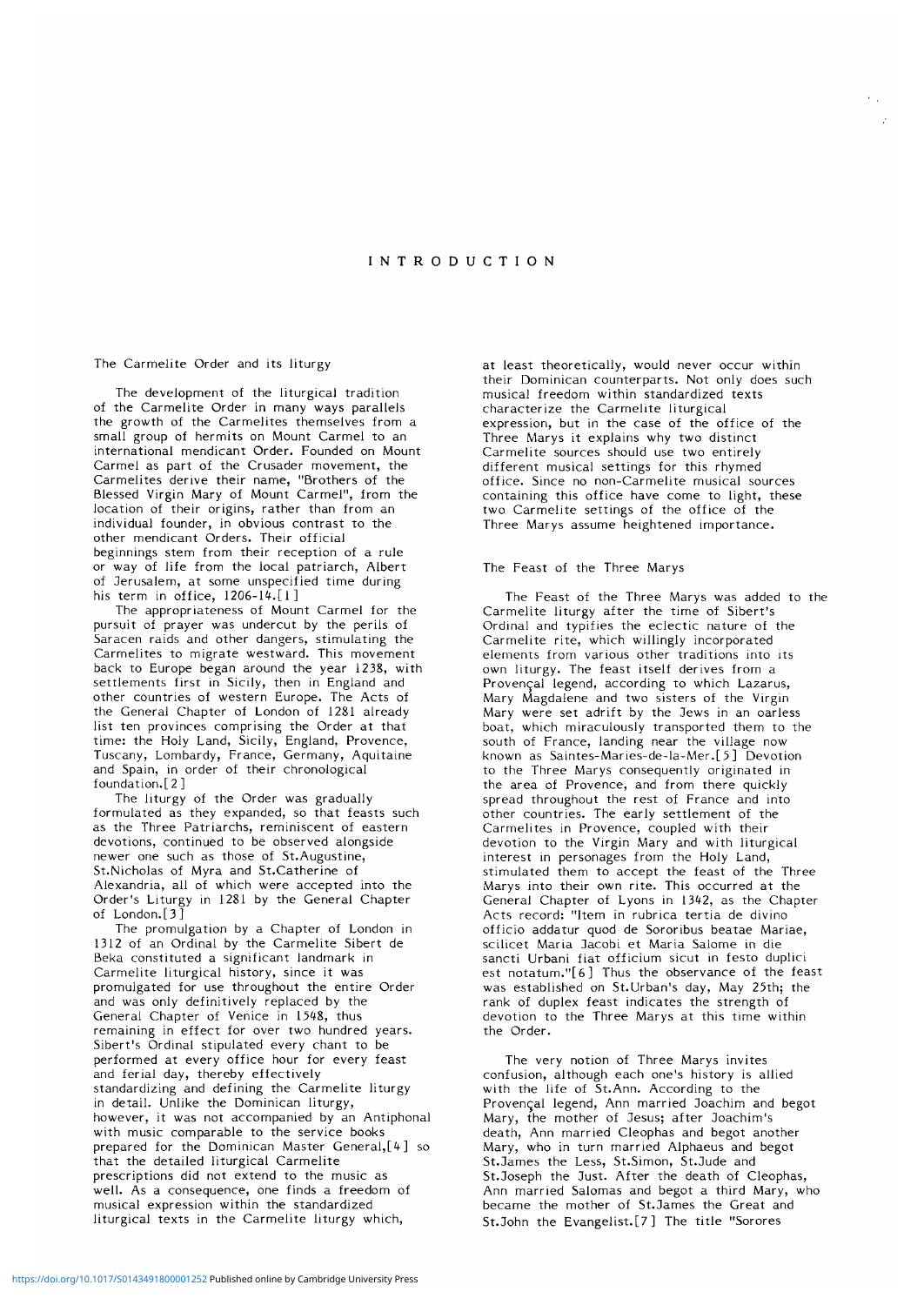# INTRODUCTION

## The Carmelite Order and its liturgy

The development of the liturgical tradition of the Carmelite Order in many ways parallels the growth of the Carmelites themselves from a small group of hermits on Mount Carmel to an international mendicant Order. Founded on Mount Carmel as part of the Crusader movement, the Carmelites derive their name, "Brothers of the Blessed Virgin Mary of Mount Carmel", from the location of their origins, rather than from an individual founder, in obvious contrast to the other mendicant Orders. Their official beginnings stem from their reception of a rule or way of life from the local patriarch, Albert of Jerusalem, at some unspecified time during his term in office, 1206-14.[1]

The appropriateness of Mount Carmel for the pursuit of prayer was undercut by the perils of Saracen raids and other dangers, stimulating the Carmelites to migrate westward. This movement back to Europe began around the year 1238, with settlements first in Sicily, then in England and other countries of western Europe. The Acts of the General Chapter of London of 1281 already list ten provinces comprising the Order at that time: the Holy Land, Sicily, England, Provence, Tuscany, Lombardy, France, Germany, Aquitaine and Spain, in order of their chronological foundation.[2]

The liturgy of the Order was gradually formulated as they expanded, so that feasts such as the Three Patriarchs, reminiscent of eastern devotions, continued to be observed alongside newer one such as those of St.Augustine, St.Nicholas of Myra and St.Catherine of Alexandria, all of which were accepted into the Order's Liturgy in 1281 by the General Chapter of London.[3]

The promulgation by a Chapter of London in 1312 of an Ordinal by the Carmelite Sibert de Beka constituted a significant landmark in Carmelite liturgical history, since it was promulgated for use throughout the entire Order and was only definitively replaced by the General Chapter of Venice in 1548, thus remaining in effect for over two hundred years. Sibert's Ordinal stipulated every chant to be performed at every office hour for every feast and ferial day, thereby effectively standardizing and defining the Carmelite liturgy in detail. Unlike the Dominican liturgy, however, it was not accompanied by an Antiphonal with music comparable to the service books prepared for the Dominican Master General,[4] so that the detailed liturgical Carmelite prescriptions did not extend to the music as well. As a consequence, one finds a freedom of musical expression within the standardized liturgical texts in the Carmelite liturgy which, at least theoretically, would never occur within their Dominican counterparts. Not only does such musical freedom within standardized texts characterize the Carmelite liturgical expression, but in the case of the office of the Three Marys it explains why two distinct Carmelite sources should use two entirely different musical settings for this rhymed office. Since no non-Carmelite musical sources containing this office have come to light, these two Carmelite settings of the office of the Three Marys assume heightened importance.

## The Feast of the Three Marys

The Feast of the Three Marys was added to the Carmelite liturgy after the time of Sibert's Ordinal and typifies the eclectic nature of the Carmelite rite, which willingly incorporated elements from various other traditions into its own liturgy. The feast itself derives from a Provençal legend, according to which Lazarus, Mary Magdalene and two sisters of the Virgin Mary were set adrift by the Jews in an oarless boat, which miraculously transported them to the south of France, landing near the village now known as Saintes-Maries-de-la-Mer.[5] Devotion to the Three Marys consequently originated in the area of Provence, and from there quickly spread throughout the rest of France and into other countries. The early settlement of the Carmelites in Provence, coupled with their devotion to the Virgin Mary and with liturgical interest in personages from the Holy Land, stimulated them to accept the feast of the Three Marys into their own rite. This occurred at the General Chapter of Lyons in 1342, as the Chapter Acts record: "Item in rubrica tertia de divino officio addatur quod de Sororibus beatae Mariae, scilicet Maria Jacobi et Maria Salome in die sancti Urbani fiat officium sicut in festo duplici est notatum."[6] Thus the observance of the feast was established on St.Urban's day, May 25th; the rank of duplex feast indicates the strength of devotion to the Three Marys at this time within the Order.

The very notion of Three Marys invites confusion, although each one's history is allied with the life of St.Ann. According to the Provençal legend, Ann married Joachim and begot Mary, the mother of Jesus; after Joachim's death, Ann married Cleophas and begot another Mary, who in turn married Alphaeus and begot St.James the Less, St.Simon, St.Jude and St.Joseph the Just. After the death of Cleophas, Ann married Salomas and begot a third Mary, who became the mother of St.James the Great and St.John the Evangelist.[7] The title "Sorores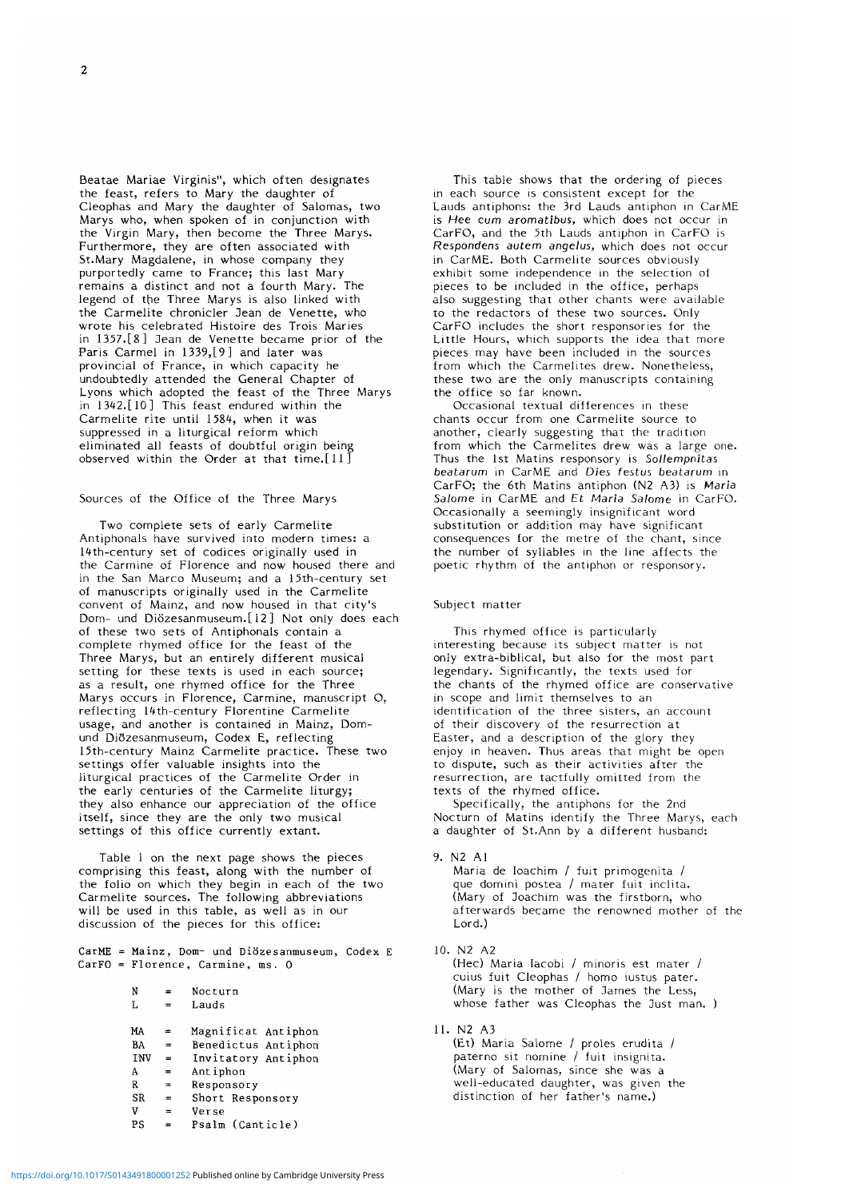Beatae Mariae Virginis", which often designates the feast, refers to Mary the daughter of Cleophas and Mary the daughter of Salomas, two Marys who, when spoken of in conjunction with the Virgin Mary, then become the Three Marys. Furthermore, they are often associated with St.Mary Magdalene, in whose company they purportedly came to France; this last Mary remains a distinct and not a fourth Mary. The legend of the Three Marys is also linked with the Carmelite chronicler Jean de Venette, who wrote his celebrated Histoire des Trois Maries in 1357.[8] Jean de Venette became prior of the Paris Carmel in 1339,[9] and later was provincial of France, in which capacity he undoubtedly attended the General Chapter of Lyons which adopted the feast of the Three Marys in 1342.[10] This feast endured within the Carmelite rite until 1584, when it was suppressed in a liturgical reform which eliminated all feasts of doubtful origin being observed within the Order at that time.[11]

## Sources of the Office of the Three Marys

Two complete sets of early Carmelite Antiphonals have survived into modern times: a 14th-century set of codices originally used in the Carmine of Florence and now housed there and in the San Marco Museum; and a 15th-century set of manuscripts originally used in the Carmelite convent of Mainz, and now housed in that city's Dom- und Diözesanmuseum.[12] Not only does each of these two sets of Antiphonals contain a complete rhymed office for the feast of the Three Marys, but an entirely different musical setting for these texts is used in each source; as a result, one rhymed office for the Three Marys occurs in Florence, Carmine, manuscript O, reflecting 14th-century Florentine Carmelite usage, and another is contained in Mainz, Dom- und Diözesanmuseum, Codex E, reflecting 15th-century Mainz Carmelite practice. These two settings offer valuable insights into the liturgical practices of the Carmelite Order in the early centuries of the Carmelite liturgy; they also enhance our appreciation of the office itself, since they are the only two musical settings of this office currently extant.

Table 1 on the next page shows the pieces comprising this feast, along with the number of the folio on which they begin in each of the two Carmelite sources. The following abbreviations will be used in this table, as well as in our discussion of the pieces for this office:

CarME = Mainz, Dom- und Diözesanmuseum, Codex E
CarFO = Florence, Carmine, ms. O

| | | |
|---|---|---|
| N | = | Nocturn |
| L | = | Lauds |
| MA | = | Magnificat Antiphon |
| BA | = | Benedictus Antiphon |
| INV | = | Invitatory Antiphon |
| A | = | Antiphon |
| R | = | Responsory |
| SR | = | Short Responsory |
| V | = | Verse |
| PS | = | Psalm (Canticle) |

This table shows that the ordering of pieces in each source is consistent except for the Lauds antiphons: the 3rd Lauds antiphon in CarME is *Hee cum aromatibus*, which does not occur in CarFO, and the 5th Lauds antiphon in CarFO is *Respondens autem angelus*, which does not occur in CarME. Both Carmelite sources obviously exhibit some independence in the selection of pieces to be included in the office, perhaps also suggesting that other chants were available to the redactors of these two sources. Only CarFO includes the short responsories for the Little Hours, which supports the idea that more pieces may have been included in the sources from which the Carmelites drew. Nonetheless, these two are the only manuscripts containing the office so far known.

Occasional textual differences in these chants occur from one Carmelite source to another, clearly suggesting that the tradition from which the Carmelites drew was a large one. Thus the 1st Matins responsory is *Sollempnitas beatarum* in CarME and *Dies festus beatarum* in CarFO; the 6th Matins antiphon (N2 A3) is *Maria Salome* in CarME and *Et Maria Salome* in CarFO. Occasionally a seemingly insignificant word substitution or addition may have significant consequences for the metre of the chant, since the number of syllables in the line affects the poetic rhythm of the antiphon or responsory.

## Subject matter

This rhymed office is particularly interesting because its subject matter is not only extra-biblical, but also for the most part legendary. Significantly, the texts used for the chants of the rhymed office are conservative in scope and limit themselves to an identification of the three sisters, an account of their discovery of the resurrection at Easter, and a description of the glory they enjoy in heaven. Thus areas that might be open to dispute, such as their activities after the resurrection, are tactfully omitted from the texts of the rhymed office.

Specifically, the antiphons for the 2nd Nocturn of Matins identify the Three Marys, each a daughter of St.Ann by a different husband:

9. N2 A1
   Maria de Ioachim / fuit primogenita / que domini postea / mater fuit inclita.
   (Mary of Joachim was the firstborn, who afterwards became the renowned mother of the Lord.)

10. N2 A2
   (Hec) Maria Iacobi / minoris est mater / cuius fuit Cleophas / homo iustus pater.
   (Mary is the mother of James the Less, whose father was Cleophas the Just man. )

11. N2 A3
   (Et) Maria Salome / proles erudita / paterno sit nomine / fuit insignita.
   (Mary of Salomas, since she was a well-educated daughter, was given the distinction of her father's name.)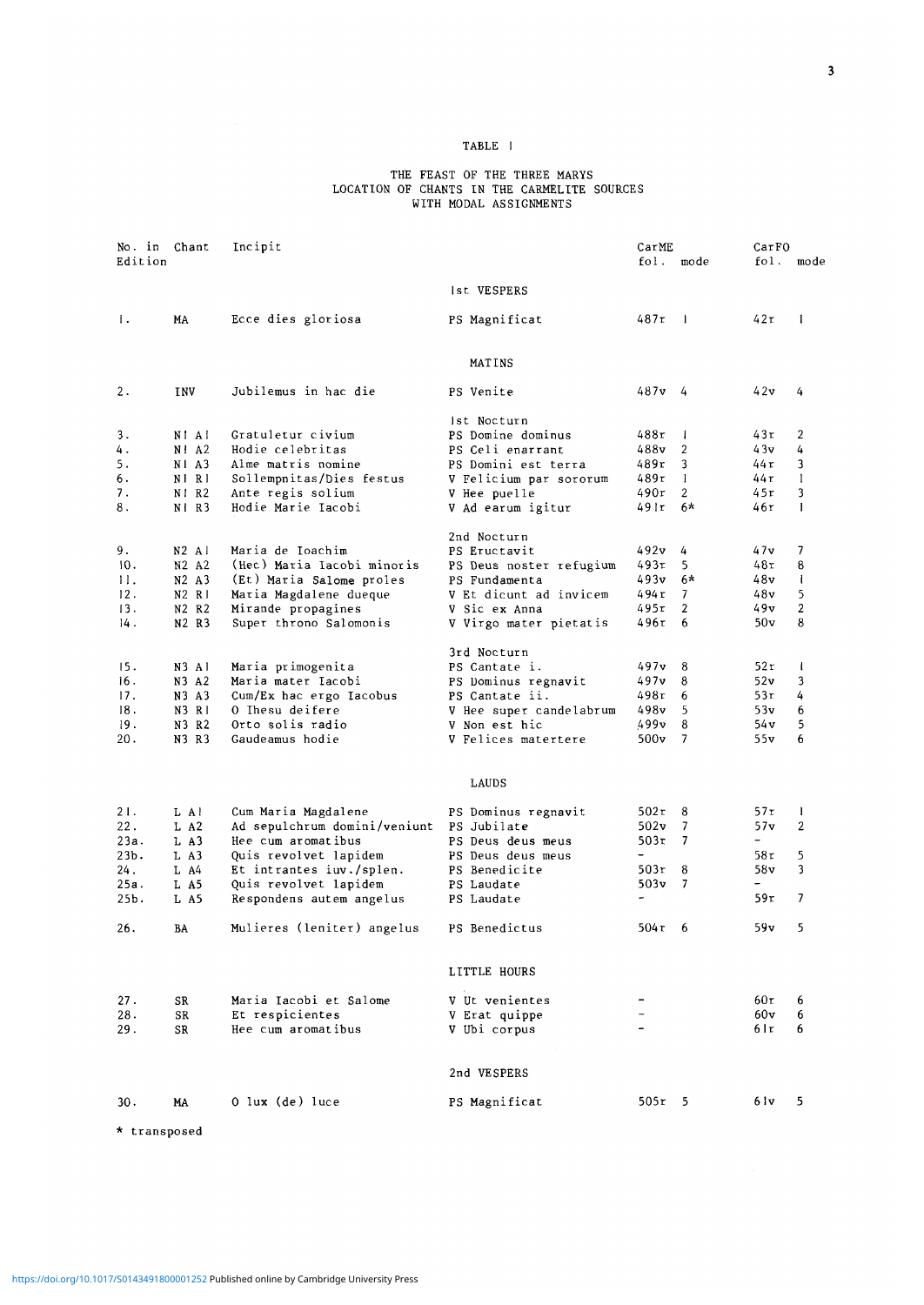TABLE 1

THE FEAST OF THE THREE MARYS
LOCATION OF CHANTS IN THE CARMELITE SOURCES
WITH MODAL ASSIGNMENTS

| No. in Edition | Chant | Incipit | | CarME fol. | mode | CarFO fol. | mode |
|---|---|---|---|---|---|---|---|
| | | | 1st VESPERS | | | | |
| 1. | MA | Ecce dies gloriosa | PS Magnificat | 487r | 1 | 42r | 1 |
| | | | MATINS | | | | |
| 2. | INV | Jubilemus in hac die | PS Venite | 487v | 4 | 42v | 4 |
| | | | 1st Nocturn | | | | |
| 3. | N1 A1 | Gratuletur civium | PS Domine dominus | 488r | 1 | 43r | 2 |
| 4. | N1 A2 | Hodie celebritas | PS Celi enarrant | 488v | 2 | 43v | 4 |
| 5. | N1 A3 | Alme matris nomine | PS Domini est terra | 489r | 3 | 44r | 3 |
| 6. | N1 R1 | Sollempnitas/Dies festus | V Felicium par sororum | 489r | 1 | 44r | 1 |
| 7. | N1 R2 | Ante regis solium | V Hee puelle | 490r | 2 | 45r | 3 |
| 8. | N1 R3 | Hodie Marie Iacobi | V Ad earum igitur | 491r | 6* | 46r | 1 |
| | | | 2nd Nocturn | | | | |
| 9. | N2 A1 | Maria de Ioachim | PS Eructavit | 492v | 4 | 47v | 7 |
| 10. | N2 A2 | (Hec) Maria Iacobi minoris | PS Deus noster refugium | 493r | 5 | 48r | 8 |
| 11. | N2 A3 | (Et) Maria Salome proles | PS Fundamenta | 493v | 6* | 48v | 1 |
| 12. | N2 R1 | Maria Magdalene dueque | V Et dicunt ad invicem | 494r | 7 | 48v | 5 |
| 13. | N2 R2 | Mirande propagines | V Sic ex Anna | 495r | 2 | 49v | 2 |
| 14. | N2 R3 | Super throno Salomonis | V Virgo mater pietatis | 496r | 6 | 50v | 8 |
| | | | 3rd Nocturn | | | | |
| 15. | N3 A1 | Maria primogenita | PS Cantate i. | 497v | 8 | 52r | 1 |
| 16. | N3 A2 | Maria mater Iacobi | PS Dominus regnavit | 497v | 8 | 52v | 3 |
| 17. | N3 A3 | Cum/Ex hac ergo Iacobus | PS Cantate ii. | 498r | 6 | 53r | 4 |
| 18. | N3 R1 | O Ihesu deifere | V Hee super candelabrum | 498v | 5 | 53v | 6 |
| 19. | N3 R2 | Orto solis radio | V Non est hic | 499v | 8 | 54v | 5 |
| 20. | N3 R3 | Gaudeamus hodie | V Felices matertere | 500v | 7 | 55v | 6 |
| | | | LAUDS | | | | |
| 21. | L A1 | Cum Maria Magdalene | PS Dominus regnavit | 502r | 8 | 57r | 1 |
| 22. | L A2 | Ad sepulchrum domini/veniunt | PS Jubilate | 502v | 7 | 57v | 2 |
| 23a. | L A3 | Hee cum aromatibus | PS Deus deus meus | 503r | 7 | - | |
| 23b. | L A3 | Quis revolvet lapidem | PS Deus deus meus | - | | 58r | 5 |
| 24. | L A4 | Et intrantes iuv./splen. | PS Benedicite | 503r | 8 | 58v | 3 |
| 25a. | L A5 | Quis revolvet lapidem | PS Laudate | 503v | 7 | - | |
| 25b. | L A5 | Respondens autem angelus | PS Laudate | - | | 59r | 7 |
| 26. | BA | Mulieres (leniter) angelus | PS Benedictus | 504r | 6 | 59v | 5 |
| | | | LITTLE HOURS | | | | |
| 27. | SR | Maria Iacobi et Salome | V Ut venientes | - | | 60r | 6 |
| 28. | SR | Et respicientes | V Erat quippe | - | | 60v | 6 |
| 29. | SR | Hee cum aromatibus | V Ubi corpus | - | | 61r | 6 |
| | | | 2nd VESPERS | | | | |
| 30. | MA | O lux (de) luce | PS Magnificat | 505r | 5 | 61v | 5 |

\* transposed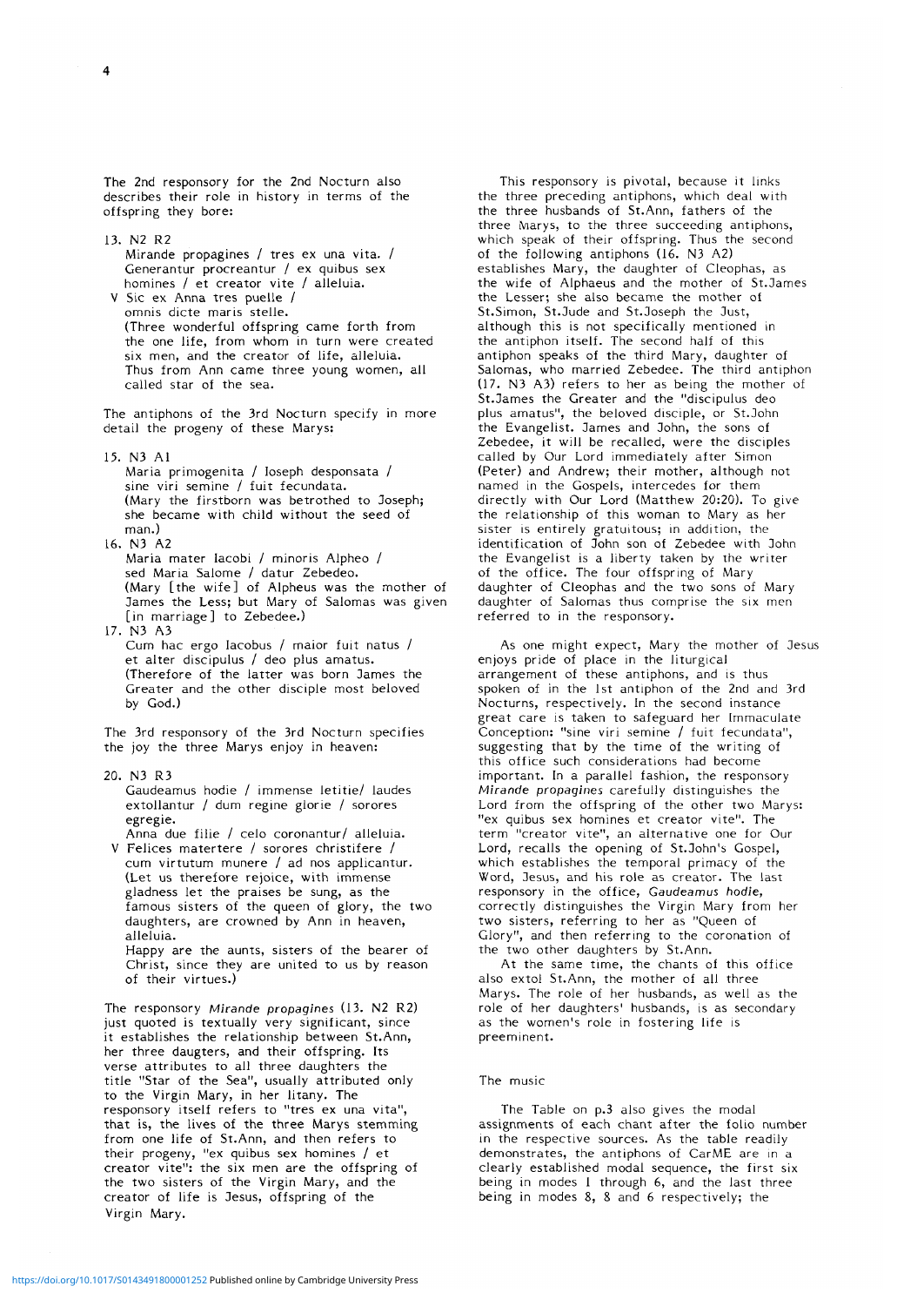The 2nd responsory for the 2nd Nocturn also describes their role in history in terms of the offspring they bore:

13. N2 R2
    Mirande propagines / tres ex una vita. / Generantur procreantur / ex quibus sex homines / et creator vite / alleluia.
  V Sic ex Anna tres puelle / omnis dicte maris stelle.
    (Three wonderful offspring came forth from the one life, from whom in turn were created six men, and the creator of life, alleluia. Thus from Ann came three young women, all called star of the sea.

The antiphons of the 3rd Nocturn specify in more detail the progeny of these Marys:

15. N3 A1
    Maria primogenita / Ioseph desponsata / sine viri semine / fuit fecundata.
    (Mary the firstborn was betrothed to Joseph; she became with child without the seed of man.)
16. N3 A2
    Maria mater Iacobi / minoris Alpheo / sed Maria Salome / datur Zebedeo.
    (Mary [the wife] of Alpheus was the mother of James the Less; but Mary of Salomas was given [in marriage] to Zebedee.)
17. N3 A3
    Cum hac ergo Iacobus / maior fuit natus / et alter discipulus / deo plus amatus.
    (Therefore of the latter was born James the Greater and the other disciple most beloved by God.)

The 3rd responsory of the 3rd Nocturn specifies the joy the three Marys enjoy in heaven:

20. N3 R3
    Gaudeamus hodie / immense letitie/ laudes extollantur / dum regine glorie / sorores egregie.
    Anna due filie / celo coronantur/ alleluia.
  V Felices matertere / sorores christifere / cum virtutum munere / ad nos applicantur.
    (Let us therefore rejoice, with immense gladness let the praises be sung, as the famous sisters of the queen of glory, the two daughters, are crowned by Ann in heaven, alleluia.
    Happy are the aunts, sisters of the bearer of Christ, since they are united to us by reason of their virtues.)

The responsory *Mirande propagines* (13. N2 R2) just quoted is textually very significant, since it establishes the relationship between St.Ann, her three daugters, and their offspring. Its verse attributes to all three daughters the title "Star of the Sea", usually attributed only to the Virgin Mary, in her litany. The responsory itself refers to "tres ex una vita", that is, the lives of the three Marys stemming from one life of St.Ann, and then refers to their progeny, "ex quibus sex homines / et creator vite": the six men are the offspring of the two sisters of the Virgin Mary, and the creator of life is Jesus, offspring of the Virgin Mary.

This responsory is pivotal, because it links the three preceding antiphons, which deal with the three husbands of St.Ann, fathers of the three Marys, to the three succeeding antiphons, which speak of their offspring. Thus the second of the following antiphons (16. N3 A2) establishes Mary, the daughter of Cleophas, as the wife of Alphaeus and the mother of St.James the Lesser; she also became the mother of St.Simon, St.Jude and St.Joseph the Just, although this is not specifically mentioned in the antiphon itself. The second half of this antiphon speaks of the third Mary, daughter of Salomas, who married Zebedee. The third antiphon (17. N3 A3) refers to her as being the mother of St.James the Greater and the "discipulus deo plus amatus", the beloved disciple, or St.John the Evangelist. James and John, the sons of Zebedee, it will be recalled, were the disciples called by Our Lord immediately after Simon (Peter) and Andrew; their mother, although not named in the Gospels, intercedes for them directly with Our Lord (Matthew 20:20). To give the relationship of this woman to Mary as her sister is entirely gratuitous; in addition, the identification of John son of Zebedee with John the Evangelist is a liberty taken by the writer of the office. The four offspring of Mary daughter of Cleophas and the two sons of Mary daughter of Salomas thus comprise the six men referred to in the responsory.

As one might expect, Mary the mother of Jesus enjoys pride of place in the liturgical arrangement of these antiphons, and is thus spoken of in the 1st antiphon of the 2nd and 3rd Nocturns, respectively. In the second instance great care is taken to safeguard her Immaculate Conception: "sine viri semine / fuit fecundata", suggesting that by the time of the writing of this office such considerations had become important. In a parallel fashion, the responsory *Mirande propagines* carefully distinguishes the Lord from the offspring of the other two Marys: "ex quibus sex homines et creator vite". The term "creator vite", an alternative one for Our Lord, recalls the opening of St.John's Gospel, which establishes the temporal primacy of the Word, Jesus, and his role as creator. The last responsory in the office, *Gaudeamus hodie*, correctly distinguishes the Virgin Mary from her two sisters, referring to her as "Queen of Glory", and then referring to the coronation of the two other daughters by St.Ann.

At the same time, the chants of this office also extol St.Ann, the mother of all three Marys. The role of her husbands, as well as the role of her daughters' husbands, is as secondary as the women's role in fostering life is preeminent.

## The music

The Table on p.3 also gives the modal assignments of each chant after the folio number in the respective sources. As the table readily demonstrates, the antiphons of CarME are in a clearly established modal sequence, the first six being in modes 1 through 6, and the last three being in modes 8, 8 and 6 respectively; the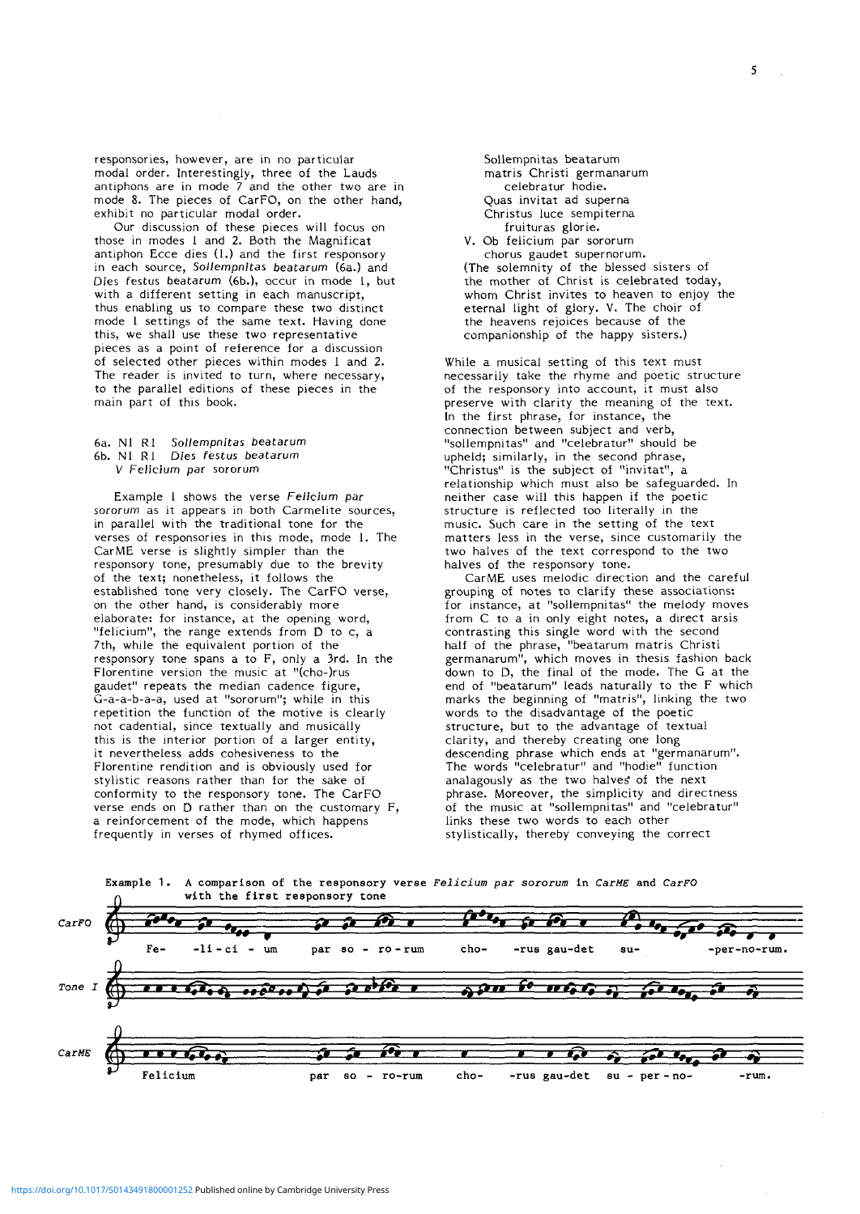responsories, however, are in no particular modal order. Interestingly, three of the Lauds antiphons are in mode 7 and the other two are in mode 8. The pieces of CarFO, on the other hand, exhibit no particular modal order.

Our discussion of these pieces will focus on those in modes 1 and 2. Both the Magnificat antiphon Ecce dies (1.) and the first responsory in each source, *Sollempnitas beatarum* (6a.) and *Dies festus beatarum* (6b.), occur in mode 1, but with a different setting in each manuscript, thus enabling us to compare these two distinct mode 1 settings of the same text. Having done this, we shall use these two representative pieces as a point of reference for a discussion of selected other pieces within modes 1 and 2. The reader is invited to turn, where necessary, to the parallel editions of these pieces in the main part of this book.

6a. N1 R1 *Sollempnitas beatarum*
6b. N1 R1 *Dies festus beatarum*
V *Felicium par sororum*

Example 1 shows the verse *Felicium par sororum* as it appears in both Carmelite sources, in parallel with the traditional tone for the verses of responsories in this mode, mode 1. The CarME verse is slightly simpler than the responsory tone, presumably due to the brevity of the text; nonetheless, it follows the established tone very closely. The CarFO verse, on the other hand, is considerably more elaborate: for instance, at the opening word, "felicium", the range extends from D to c, a 7th, while the equivalent portion of the responsory tone spans a to F, only a 3rd. In the Florentine version the music at "(cho-)rus gaudet" repeats the median cadence figure, G-a-a-b-a-a, used at "sororum"; while in this repetition the function of the motive is clearly not cadential, since textually and musically this is the interior portion of a larger entity, it nevertheless adds cohesiveness to the Florentine rendition and is obviously used for stylistic reasons rather than for the sake of conformity to the responsory tone. The CarFO verse ends on D rather than on the customary F, a reinforcement of the mode, which happens frequently in verses of rhymed offices.

Sollempnitas beatarum
matris Christi germanarum
celebratur hodie.
Quas invitat ad superna
Christus luce sempiterna
fruituras glorie.
V. Ob felicium par sororum
chorus gaudet supernorum.
(The solemnity of the blessed sisters of the mother of Christ is celebrated today, whom Christ invites to heaven to enjoy the eternal light of glory. V. The choir of the heavens rejoices because of the companionship of the happy sisters.)

While a musical setting of this text must necessarily take the rhyme and poetic structure of the responsory into account, it must also preserve with clarity the meaning of the text. In the first phrase, for instance, the connection between subject and verb, "sollempnitas" and "celebratur" should be upheld; similarly, in the second phrase, "Christus" is the subject of "invitat", a relationship which must also be safeguarded. In neither case will this happen if the poetic structure is reflected too literally in the music. Such care in the setting of the text matters less in the verse, since customarily the two halves of the text correspond to the two halves of the responsory tone.

CarME uses melodic direction and the careful grouping of notes to clarify these associations: for instance, at "sollempnitas" the melody moves from C to a in only eight notes, a direct arsis contrasting this single word with the second half of the phrase, "beatarum matris Christi germanarum", which moves in thesis fashion back down to D, the final of the mode. The G at the end of "beatarum" leads naturally to the F which marks the beginning of "matris", linking the two words to the disadvantage of the poetic structure, but to the advantage of textual clarity, and thereby creating one long descending phrase which ends at "germanarum". The words "celebratur" and "hodie" function analagously as the two halves of the next phrase. Moreover, the simplicity and directness of the music at "sollempnitas" and "celebratur" links these two words to each other stylistically, thereby conveying the correct

Example 1. A comparison of the responsory verse *Felicium par sororum* in *CarME* and *CarFO* with the first responsory tone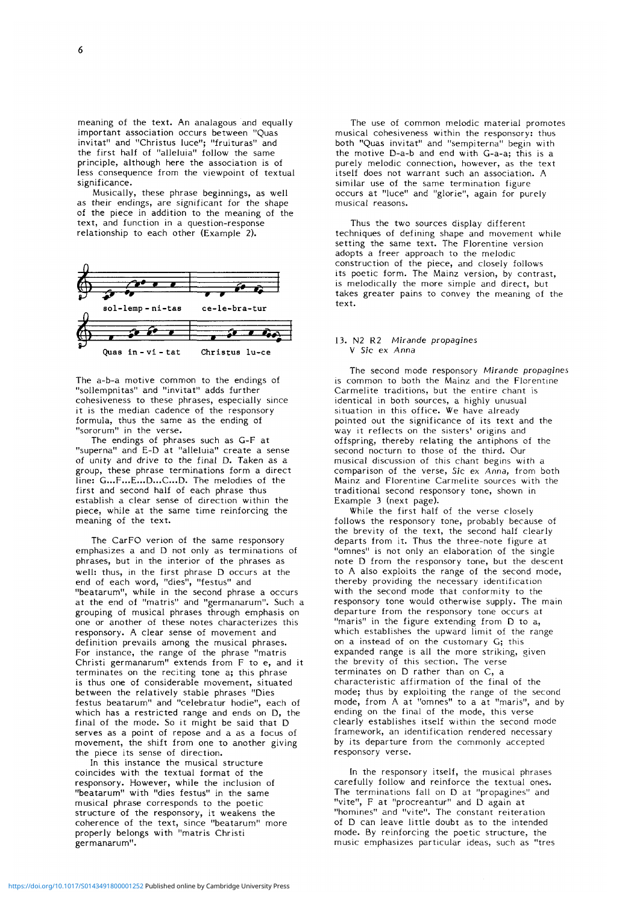meaning of the text. An analagous and equally important association occurs between "Quas invitat" and "Christus luce"; "fruituras" and the first half of "alleluia" follow the same principle, although here the association is of less consequence from the viewpoint of textual significance.

Musically, these phrase beginnings, as well as their endings, are significant for the shape of the piece in addition to the meaning of the text, and function in a question-response relationship to each other (Example 2).

sol-lemp-ni-tas ce-le-bra-tur

Quas in-vi-tat Christus lu-ce

The a-b-a motive common to the endings of "sollempnitas" and "invitat" adds further cohesiveness to these phrases, especially since it is the median cadence of the responsory formula, thus the same as the ending of "sororum" in the verse.

The endings of phrases such as G-F at "superna" and E-D at "alleluia" create a sense of unity and drive to the final D. Taken as a group, these phrase terminations form a direct line: G...F...E...D...C...D. The melodies of the first and second half of each phrase thus establish a clear sense of direction within the piece, while at the same time reinforcing the meaning of the text.

The CarFO verion of the same responsory emphasizes a and D not only as terminations of phrases, but in the interior of the phrases as well: thus, in the first phrase D occurs at the end of each word, "dies", "festus" and "beatarum", while in the second phrase a occurs at the end of "matris" and "germanarum". Such a grouping of musical phrases through emphasis on one or another of these notes characterizes this responsory. A clear sense of movement and definition prevails among the musical phrases. For instance, the range of the phrase "matris Christi germanarum" extends from F to e, and it terminates on the reciting tone a; this phrase is thus one of considerable movement, situated between the relatively stable phrases "Dies festus beatarum" and "celebratur hodie", each of which has a restricted range and ends on D, the final of the mode. So it might be said that D serves as a point of repose and a as a focus of movement, the shift from one to another giving the piece its sense of direction.

In this instance the musical structure coincides with the textual format of the responsory. However, while the inclusion of "beatarum" with "dies festus" in the same musical phrase corresponds to the poetic structure of the responsory, it weakens the coherence of the text, since "beatarum" more properly belongs with "matris Christi germanarum".

The use of common melodic material promotes musical cohesiveness within the responsory: thus both "Quas invitat" and "sempiterna" begin with the motive D-a-b and end with G-a-a; this is a purely melodic connection, however, as the text itself does not warrant such an association. A similar use of the same termination figure occurs at "luce" and "glorie", again for purely musical reasons.

Thus the two sources display different techniques of defining shape and movement while setting the same text. The Florentine version adopts a freer approach to the melodic construction of the piece, and closely follows its poetic form. The Mainz version, by contrast, is melodically the more simple and direct, but takes greater pains to convey the meaning of the text.

13. N2 R2 *Mirande propagines*
V *Sic ex Anna*

The second mode responsory *Mirande propagines* is common to both the Mainz and the Florentine Carmelite traditions, but the entire chant is identical in both sources, a highly unusual situation in this office. We have already pointed out the significance of its text and the way it reflects on the sisters' origins and offspring, thereby relating the antiphons of the second nocturn to those of the third. Our musical discussion of this chant begins with a comparison of the verse, *Sic ex Anna*, from both Mainz and Florentine Carmelite sources with the traditional second responsory tone, shown in Example 3 (next page).

While the first half of the verse closely follows the responsory tone, probably because of the brevity of the text, the second half clearly departs from it. Thus the three-note figure at "omnes" is not only an elaboration of the single note D from the responsory tone, but the descent to A also exploits the range of the second mode, thereby providing the necessary identification with the second mode that conformity to the responsory tone would otherwise supply. The main departure from the responsory tone occurs at "maris" in the figure extending from D to a, which establishes the upward limit of the range on a instead of on the customary G; this expanded range is all the more striking, given the brevity of this section. The verse terminates on D rather than on C, a characteristic affirmation of the final of the mode; thus by exploiting the range of the second mode, from A at "omnes" to a at "maris", and by ending on the final of the mode, this verse clearly establishes itself within the second mode framework, an identification rendered necessary by its departure from the commonly accepted responsory verse.

In the responsory itself, the musical phrases carefully follow and reinforce the textual ones. The terminations fall on D at "propagines" and "vite", F at "procreantur" and D again at "homines" and "vite". The constant reiteration of D can leave little doubt as to the intended mode. By reinforcing the poetic structure, the music emphasizes particular ideas, such as "tres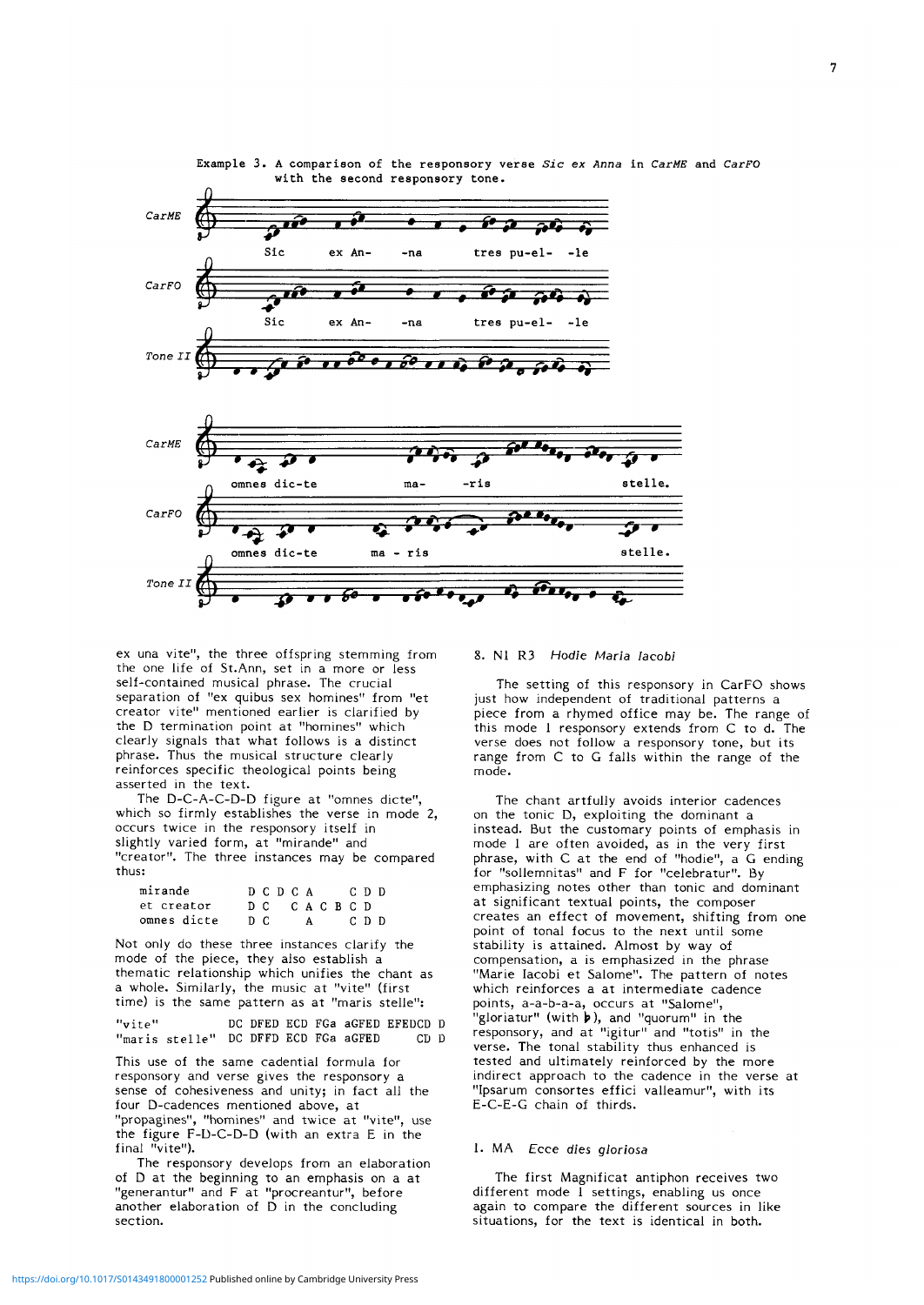Example 3. A comparison of the responsory verse *Sic ex Anna* in *CarME* and *CarFO* with the second responsory tone.

ex una vite", the three offspring stemming from the one life of St.Ann, set in a more or less self-contained musical phrase. The crucial separation of "ex quibus sex homines" from "et creator vite" mentioned earlier is clarified by the D termination point at "homines" which clearly signals that what follows is a distinct phrase. Thus the musical structure clearly reinforces specific theological points being asserted in the text.

The D-C-A-C-D-D figure at "omnes dicte", which so firmly establishes the verse in mode 2, occurs twice in the responsory itself in slightly varied form, at "mirande" and "creator". The three instances may be compared thus:

```
mirande       D C D C A     C D D
et creator    D C   C A C B C D
omnes dicte   D C     A     C D D
```

Not only do these three instances clarify the mode of the piece, they also establish a thematic relationship which unifies the chant as a whole. Similarly, the music at "vite" (first time) is the same pattern as at "maris stelle":

```
"vite"          DC DFED ECD FGa aGFED EFEDCD D
"maris stelle"  DC DFFD ECD FGa aGFED      CD D
```

This use of the same cadential formula for responsory and verse gives the responsory a sense of cohesiveness and unity; in fact all the four D-cadences mentioned above, at "propagines", "homines" and twice at "vite", use the figure F-D-C-D-D (with an extra E in the final "vite").

The responsory develops from an elaboration of D at the beginning to an emphasis on a at "generantur" and F at "procreantur", before another elaboration of D in the concluding section.

8. N1 R3 *Hodie Maria Iacobi*

The setting of this responsory in CarFO shows just how independent of traditional patterns a piece from a rhymed office may be. The range of this mode 1 responsory extends from C to d. The verse does not follow a responsory tone, but its range from C to G falls within the range of the mode.

The chant artfully avoids interior cadences on the tonic D, exploiting the dominant a instead. But the customary points of emphasis in mode 1 are often avoided, as in the very first phrase, with C at the end of "hodie", a G ending for "sollemnitas" and F for "celebratur". By emphasizing notes other than tonic and dominant at significant textual points, the composer creates an effect of movement, shifting from one point of tonal focus to the next until some stability is attained. Almost by way of compensation, a is emphasized in the phrase "Marie Iacobi et Salome". The pattern of notes which reinforces a at intermediate cadence points, a-a-b-a-a, occurs at "Salome", "gloriatur" (with ♭), and "quorum" in the responsory, and at "igitur" and "totis" in the verse. The tonal stability thus enhanced is tested and ultimately reinforced by the more indirect approach to the cadence in the verse at "Ipsarum consortes effici valleamur", with its E-C-E-G chain of thirds.

1. MA *Ecce dies gloriosa*

The first Magnificat antiphon receives two different mode 1 settings, enabling us once again to compare the different sources in like situations, for the text is identical in both.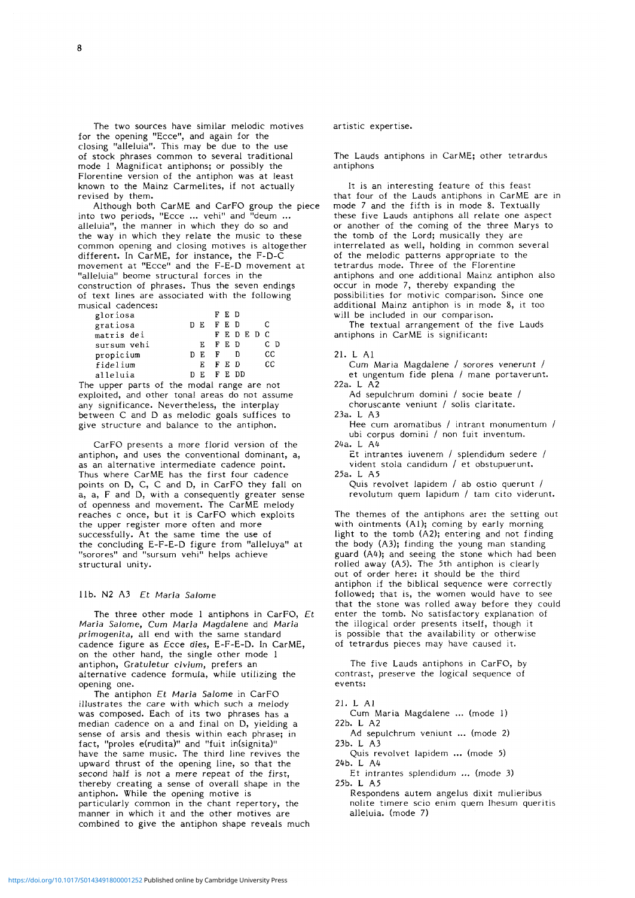The two sources have similar melodic motives for the opening "Ecce", and again for the closing "alleluia". This may be due to the use of stock phrases common to several traditional mode 1 Magnificat antiphons; or possibly the Florentine version of the antiphon was at least known to the Mainz Carmelites, if not actually revised by them.

Although both CarME and CarFO group the piece into two periods, "Ecce ... vehi" and "deum ... alleluia", the manner in which they do so and the way in which they relate the music to these common opening and closing motives is altogether different. In CarME, for instance, the F-D-C movement at "Ecce" and the F-E-D movement at "alleluia" beome structural forces in the construction of phrases. Thus the seven endings of text lines are associated with the following musical cadences:

```
gloriosa            F E D
gratiosa        D E F E D     C
matris dei          F E D E D C
sursum vehi       E F E D     C D
propicium       D E F   D     CC
fidelium          E F E D     CC
alleluia        D E F E DD
```

The upper parts of the modal range are not exploited, and other tonal areas do not assume any significance. Nevertheless, the interplay between C and D as melodic goals suffices to give structure and balance to the antiphon.

CarFO presents a more florid version of the antiphon, and uses the conventional dominant, a, as an alternative intermediate cadence point. Thus where CarME has the first four cadence points on D, C, C and D, in CarFO they fall on a, a, F and D, with a consequently greater sense of openness and movement. The CarME melody reaches c once, but it is CarFO which exploits the upper register more often and more successfully. At the same time the use of the concluding E-F-E-D figure from "alleluya" at "sorores" and "sursum vehi" helps achieve structural unity.

### 11b. N2 A3 *Et Maria Salome*

The three other mode 1 antiphons in CarFO, *Et Maria Salome*, *Cum Maria Magdalene* and *Maria primogenita*, all end with the same standard cadence figure as *Ecce dies*, E-F-E-D. In CarME, on the other hand, the single other mode 1 antiphon, *Gratuletur civium*, prefers an alternative cadence formula, while utilizing the opening one.

The antiphon *Et Maria Salome* in CarFO illustrates the care with which such a melody was composed. Each of its two phrases has a median cadence on a and final on D, yielding a sense of arsis and thesis within each phrase; in fact, "proles e(rudita)" and "fuit in(signita)" have the same music. The third line revives the upward thrust of the opening line, so that the second half is not a mere repeat of the first, thereby creating a sense of overall shape in the antiphon. While the opening motive is particularly common in the chant repertory, the manner in which it and the other motives are combined to give the antiphon shape reveals much artistic expertise.

### The Lauds antiphons in CarME; other tetrardus antiphons

It is an interesting feature of this feast that four of the Lauds antiphons in CarME are in mode 7 and the fifth is in mode 8. Textually these five Lauds antiphons all relate one aspect or another of the coming of the three Marys to the tomb of the Lord; musically they are interrelated as well, holding in common several of the melodic patterns appropriate to the tetrardus mode. Three of the Florentine antiphons and one additional Mainz antiphon also occur in mode 7, thereby expanding the possibilities for motivic comparison. Since one additional Mainz antiphon is in mode 8, it too will be included in our comparison.

The textual arrangement of the five Lauds antiphons in CarME is significant:

21. L A1
   Cum Maria Magdalene / sorores venerunt / et ungentum fide plena / mane portaverunt.

22a. L A2
   Ad sepulchrum domini / socie beate / choruscante veniunt / solis claritate.

23a. L A3
   Hee cum aromatibus / intrant monumentum / ubi corpus domini / non fuit inventum.

24a. L A4
   Et intrantes iuvenem / splendidum sedere / vident stola candidum / et obstupuerunt.

25a. L A5
   Quis revolvet lapidem / ab ostio querunt / revolutum quem lapidum / tam cito viderunt.

The themes of the antiphons are: the setting out with ointments (A1); coming by early morning light to the tomb (A2); entering and not finding the body (A3); finding the young man standing guard (A4); and seeing the stone which had been rolled away (A5). The 5th antiphon is clearly out of order here: it should be the third antiphon if the biblical sequence were correctly followed; that is, the women would have to see that the stone was rolled away before they could enter the tomb. No satisfactory explanation of the illogical order presents itself, though it is possible that the availability or otherwise of tetrardus pieces may have caused it.

The five Lauds antiphons in CarFO, by contrast, preserve the logical sequence of events:

21. L A1
   Cum Maria Magdalene ... (mode 1)

22b. L A2
   Ad sepulchrum veniunt ... (mode 2)

23b. L A3
   Quis revolvet lapidem ... (mode 5)

24b. L A4
   Et intrantes splendidum ... (mode 3)

25b. L A5
   Respondens autem angelus dixit mulieribus nolite timere scio enim quem Ihesum queritis alleluia. (mode 7)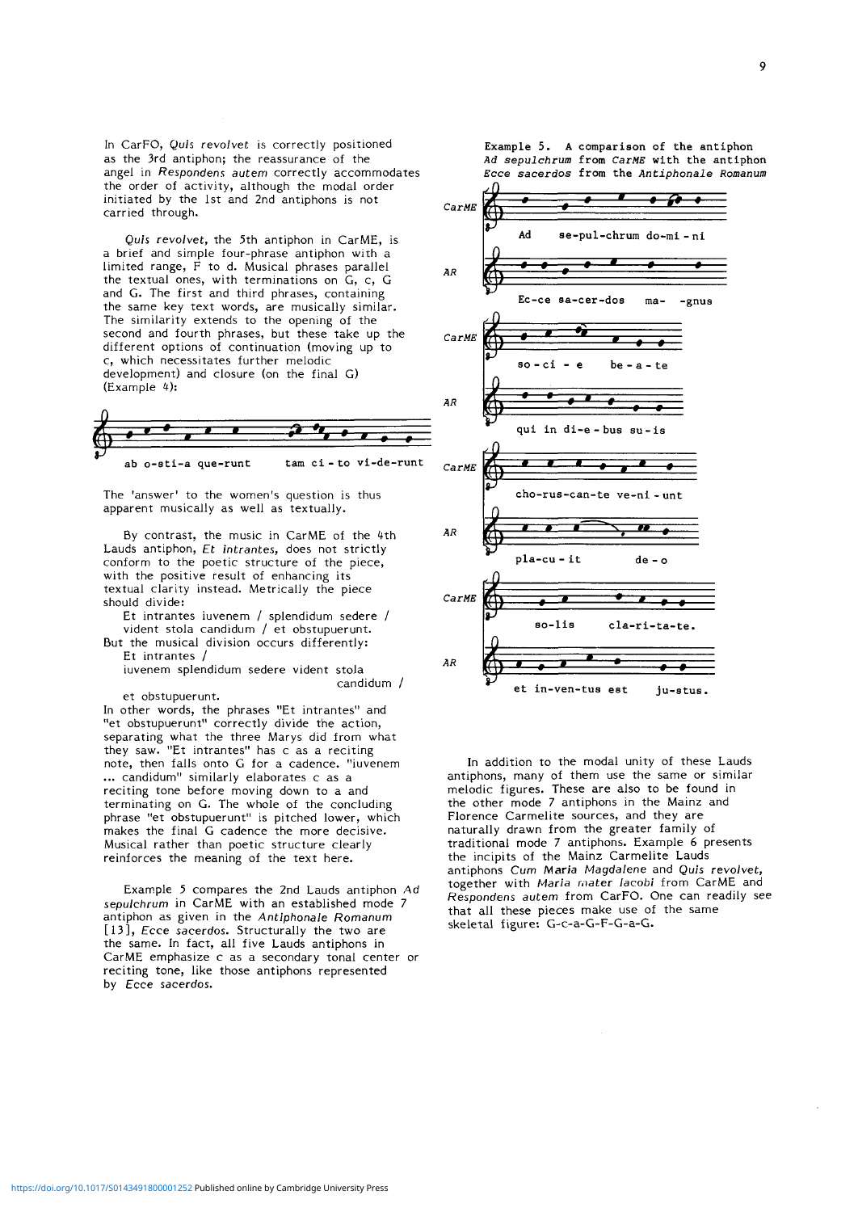In CarFO, *Quis revolvet* is correctly positioned as the 3rd antiphon; the reassurance of the angel in *Respondens autem* correctly accommodates the order of activity, although the modal order initiated by the 1st and 2nd antiphons is not carried through.

*Quis revolvet*, the 5th antiphon in CarME, is a brief and simple four-phrase antiphon with a limited range, F to d. Musical phrases parallel the textual ones, with terminations on G, c, G and G. The first and third phrases, containing the same key text words, are musically similar. The similarity extends to the opening of the second and fourth phrases, but these take up the different options of continuation (moving up to c, which necessitates further melodic development) and closure (on the final G) (Example 4):

ab o-sti-a que-runt tam ci - to vi-de-runt

The 'answer' to the women's question is thus apparent musically as well as textually.

By contrast, the music in CarME of the 4th Lauds antiphon, *Et intrantes*, does not strictly conform to the poetic structure of the piece, with the positive result of enhancing its textual clarity instead. Metrically the piece should divide:

Et intrantes iuvenem / splendidum sedere /
vident stola candidum / et obstupuerunt.

But the musical division occurs differently:

Et intrantes /
iuvenem splendidum sedere vident stola candidum /
et obstupuerunt.

In other words, the phrases "Et intrantes" and "et obstupuerunt" correctly divide the action, separating what the three Marys did from what they saw. "Et intrantes" has c as a reciting note, then falls onto G for a cadence. "iuvenem ... candidum" similarly elaborates c as a reciting tone before moving down to a and terminating on G. The whole of the concluding phrase "et obstupuerunt" is pitched lower, which makes the final G cadence the more decisive. Musical rather than poetic structure clearly reinforces the meaning of the text here.

Example 5 compares the 2nd Lauds antiphon *Ad sepulchrum* in CarME with an established mode 7 antiphon as given in the *Antiphonale Romanum* [13], *Ecce sacerdos*. Structurally the two are the same. In fact, all five Lauds antiphons in CarME emphasize c as a secondary tonal center or reciting tone, like those antiphons represented by *Ecce sacerdos*.

Example 5. A comparison of the antiphon *Ad sepulchrum* from *CarME* with the antiphon *Ecce sacerdos* from the *Antiphonale Romanum*

CarME: Ad se-pul-chrum do-mi - ni
AR: Ec-ce sa-cer-dos ma- -gnus
CarME: so - ci - e be - a - te
AR: qui in di-e - bus su - is
CarME: cho-rus-can-te ve-ni - unt
AR: pla-cu - it de - o
CarME: so-lis cla-ri-ta-te.
AR: et in-ven-tus est ju-stus.

In addition to the modal unity of these Lauds antiphons, many of them use the same or similar melodic figures. These are also to be found in the other mode 7 antiphons in the Mainz and Florence Carmelite sources, and they are naturally drawn from the greater family of traditional mode 7 antiphons. Example 6 presents the incipits of the Mainz Carmelite Lauds antiphons *Cum Maria Magdalene* and *Quis revolvet*, together with *Maria mater Iacobi* from CarME and *Respondens autem* from CarFO. One can readily see that all these pieces make use of the same skeletal figure: G-c-a-G-F-G-a-G.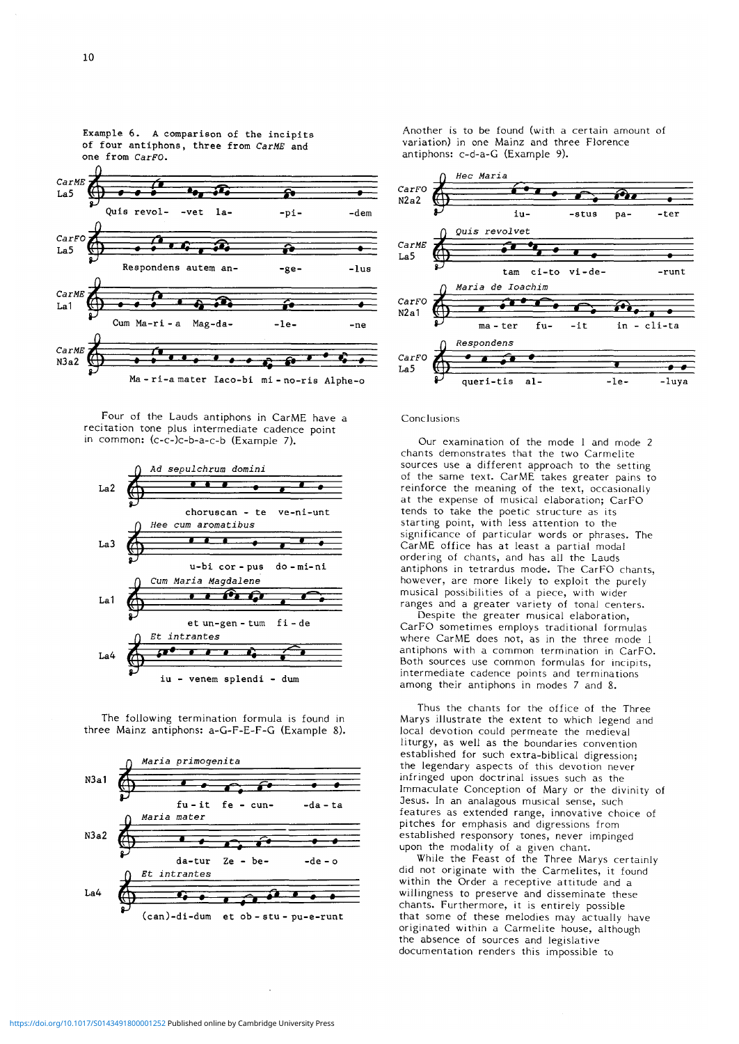Example 6. A comparison of the incipits of four antiphons, three from *CarME* and one from *CarFO*.

Four of the Lauds antiphons in CarME have a recitation tone plus intermediate cadence point in common: (c-c-)c-b-a-c-b (Example 7).

The following termination formula is found in three Mainz antiphons: a-G-F-E-F-G (Example 8).

Another is to be found (with a certain amount of variation) in one Mainz and three Florence antiphons: c-d-a-G (Example 9).

Conclusions

Our examination of the mode 1 and mode 2 chants demonstrates that the two Carmelite sources use a different approach to the setting of the same text. CarME takes greater pains to reinforce the meaning of the text, occasionally at the expense of musical elaboration; CarFO tends to take the poetic structure as its starting point, with less attention to the significance of particular words or phrases. The CarME office has at least a partial modal ordering of chants, and has all the Lauds antiphons in tetrardus mode. The CarFO chants, however, are more likely to exploit the purely musical possibilities of a piece, with wider ranges and a greater variety of tonal centers.

Despite the greater musical elaboration, CarFO sometimes employs traditional formulas where CarME does not, as in the three mode 1 antiphons with a common termination in CarFO. Both sources use common formulas for incipits, intermediate cadence points and terminations among their antiphons in modes 7 and 8.

Thus the chants for the office of the Three Marys illustrate the extent to which legend and local devotion could permeate the medieval liturgy, as well as the boundaries convention established for such extra-biblical digression; the legendary aspects of this devotion never infringed upon doctrinal issues such as the Immaculate Conception of Mary or the divinity of Jesus. In an analagous musical sense, such features as extended range, innovative choice of pitches for emphasis and digressions from established responsory tones, never impinged upon the modality of a given chant.

While the Feast of the Three Marys certainly did not originate with the Carmelites, it found within the Order a receptive attitude and a willingness to preserve and disseminate these chants. Furthermore, it is entirely possible that some of these melodies may actually have originated within a Carmelite house, although the absence of sources and legislative documentation renders this impossible to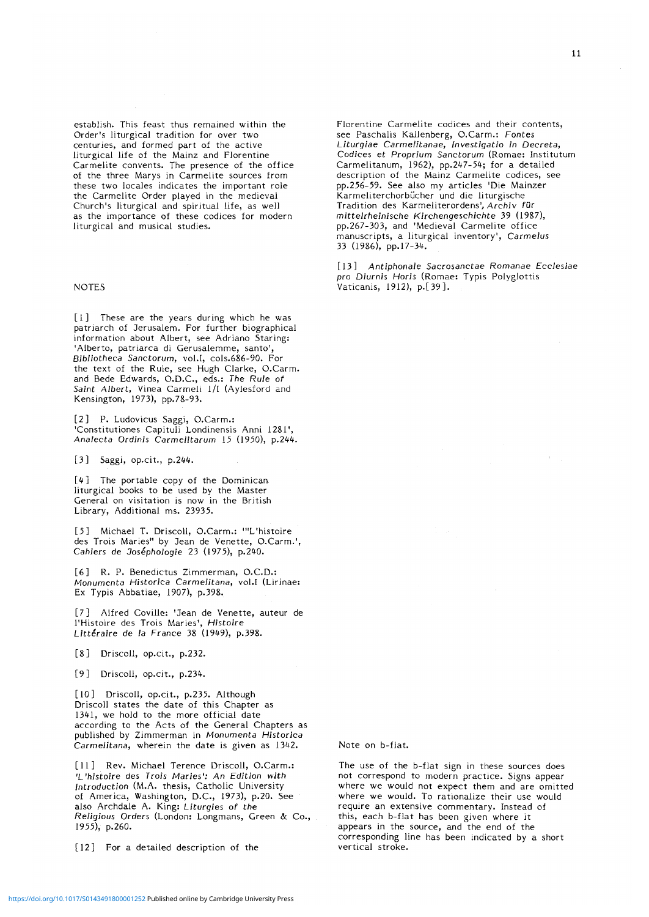establish. This feast thus remained within the Order's liturgical tradition for over two centuries, and formed part of the active liturgical life of the Mainz and Florentine Carmelite convents. The presence of the office of the three Marys in Carmelite sources from these two locales indicates the important role the Carmelite Order played in the medieval Church's liturgical and spiritual life, as well as the importance of these codices for modern liturgical and musical studies.

## NOTES

[1] These are the years during which he was patriarch of Jerusalem. For further biographical information about Albert, see Adriano Staring: 'Alberto, patriarca di Gerusalemme, santo', *Bibliotheca Sanctorum*, vol.I, cols.686-90. For the text of the Rule, see Hugh Clarke, O.Carm. and Bede Edwards, O.D.C., eds.: *The Rule of Saint Albert*, Vinea Carmeli 1/I (Aylesford and Kensington, 1973), pp.78-93.

[2] P. Ludovicus Saggi, O.Carm.: 'Constitutiones Capituli Londinensis Anni 1281', *Analecta Ordinis Carmelitarum* 15 (1950), p.244.

[3] Saggi, op.cit., p.244.

[4] The portable copy of the Dominican liturgical books to be used by the Master General on visitation is now in the British Library, Additional ms. 23935.

[5] Michael T. Driscoll, O.Carm.: '"L'histoire des Trois Maries" by Jean de Venette, O.Carm.', *Cahiers de Joséphologie* 23 (1975), p.240.

[6] R. P. Benedictus Zimmerman, O.C.D.: *Monumenta Historica Carmelitana*, vol.I (Lirinae: Ex Typis Abbatiae, 1907), p.398.

[7] Alfred Coville: 'Jean de Venette, auteur de l'Histoire des Trois Maries', *Histoire Littéraire de la France* 38 (1949), p.398.

[8] Driscoll, op.cit., p.232.

[9] Driscoll, op.cit., p.234.

[10] Driscoll, op.cit., p.235. Although Driscoll states the date of this Chapter as 1341, we hold to the more official date according to the Acts of the General Chapters as published by Zimmerman in *Monumenta Historica Carmelitana*, wherein the date is given as 1342.

[11] Rev. Michael Terence Driscoll, O.Carm.: *'L'histoire des Trois Maries': An Edition with Introduction* (M.A. thesis, Catholic University of America, Washington, D.C., 1973), p.20. See also Archdale A. King: *Liturgies of the Religious Orders* (London: Longmans, Green & Co., 1955), p.260.

[12] For a detailed description of the Florentine Carmelite codices and their contents, see Paschalis Kallenberg, O.Carm.: *Fontes Liturgiae Carmelitanae, Investigatio in Decreta, Codices et Proprium Sanctorum* (Romae: Institutum Carmelitanum, 1962), pp.247-54; for a detailed description of the Mainz Carmelite codices, see pp.256-59. See also my articles 'Die Mainzer Karmeliterchorbücher und die liturgische Tradition des Karmeliterordens', *Archiv für mittelrheinische Kirchengeschichte* 39 (1987), pp.267-303, and 'Medieval Carmelite office manuscripts, a liturgical inventory', *Carmelus* 33 (1986), pp.17-34.

[13] *Antiphonale Sacrosanctae Romanae Ecclesiae pro Diurnis Horis* (Romae: Typis Polyglottis Vaticanis, 1912), p.[39].

Note on b-flat.

The use of the b-flat sign in these sources does not correspond to modern practice. Signs appear where we would not expect them and are omitted where we would. To rationalize their use would require an extensive commentary. Instead of this, each b-flat has been given where it appears in the source, and the end of the corresponding line has been indicated by a short vertical stroke.